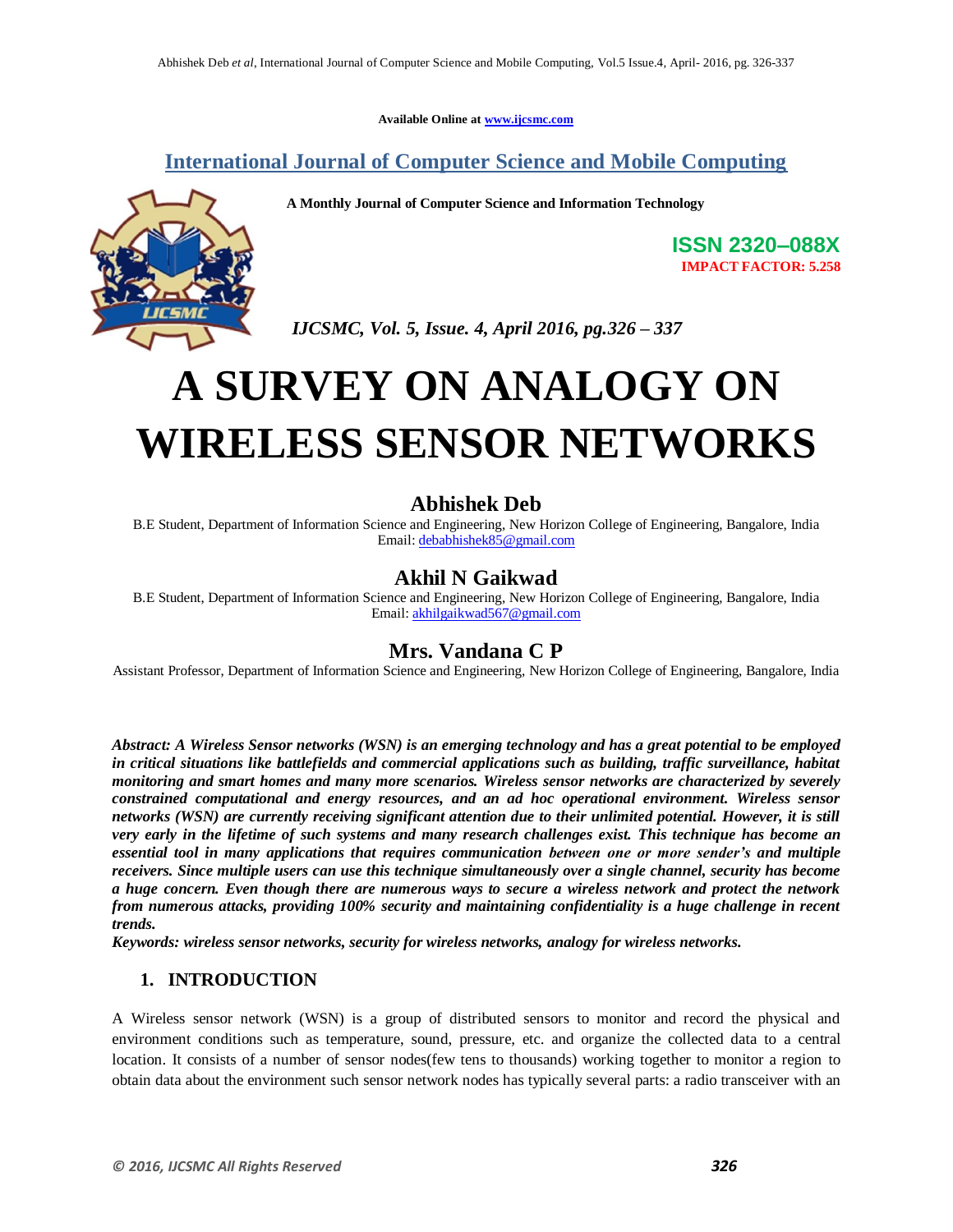Available Online at www.ijcsmc.com

## International Journal of Computer Science and Mobile Computing

**A Monthly Journal of Computer Science and Information Technology**

**ISSN 2320–088X**
**IMPACT FACTOR: 5.258**

*IJCSMC, Vol. 5, Issue. 4, April 2016, pg.326 – 337*

# A SURVEY ON ANALOGY ON WIRELESS SENSOR NETWORKS

## Abhishek Deb

B.E Student, Department of Information Science and Engineering, New Horizon College of Engineering, Bangalore, India
Email: debabhishek85@gmail.com

## Akhil N Gaikwad

B.E Student, Department of Information Science and Engineering, New Horizon College of Engineering, Bangalore, India
Email: akhilgaikwad567@gmail.com

## Mrs. Vandana C P

Assistant Professor, Department of Information Science and Engineering, New Horizon College of Engineering, Bangalore, India

***Abstract:** A Wireless Sensor networks (WSN) is an emerging technology and has a great potential to be employed in critical situations like battlefields and commercial applications such as building, traffic surveillance, habitat monitoring and smart homes and many more scenarios. Wireless sensor networks are characterized by severely constrained computational and energy resources, and an ad hoc operational environment. Wireless sensor networks (WSN) are currently receiving significant attention due to their unlimited potential. However, it is still very early in the lifetime of such systems and many research challenges exist. This technique has become an essential tool in many applications that requires communication between one or more sender's and multiple receivers. Since multiple users can use this technique simultaneously over a single channel, security has become a huge concern. Even though there are numerous ways to secure a wireless network and protect the network from numerous attacks, providing 100% security and maintaining confidentiality is a huge challenge in recent trends.*

***Keywords:** wireless sensor networks, security for wireless networks, analogy for wireless networks.*

## 1. INTRODUCTION

A Wireless sensor network (WSN) is a group of distributed sensors to monitor and record the physical and environment conditions such as temperature, sound, pressure, etc. and organize the collected data to a central location. It consists of a number of sensor nodes(few tens to thousands) working together to monitor a region to obtain data about the environment such sensor network nodes has typically several parts: a radio transceiver with an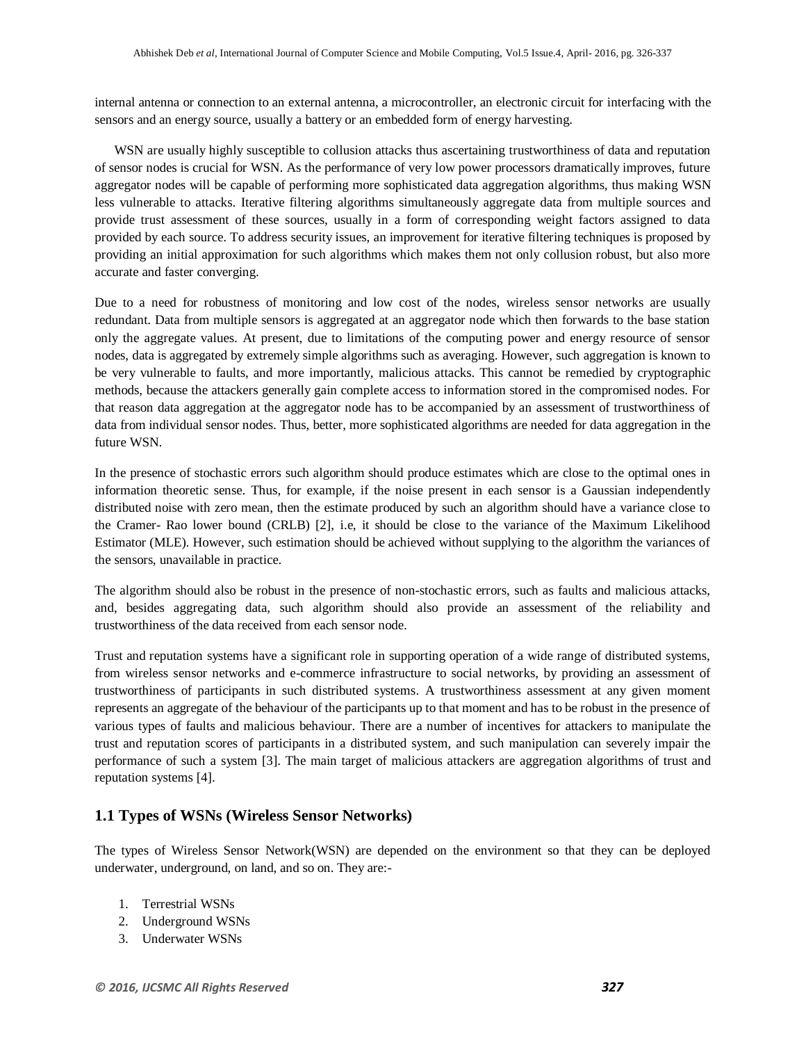internal antenna or connection to an external antenna, a microcontroller, an electronic circuit for interfacing with the sensors and an energy source, usually a battery or an embedded form of energy harvesting.

WSN are usually highly susceptible to collusion attacks thus ascertaining trustworthiness of data and reputation of sensor nodes is crucial for WSN. As the performance of very low power processors dramatically improves, future aggregator nodes will be capable of performing more sophisticated data aggregation algorithms, thus making WSN less vulnerable to attacks. Iterative filtering algorithms simultaneously aggregate data from multiple sources and provide trust assessment of these sources, usually in a form of corresponding weight factors assigned to data provided by each source. To address security issues, an improvement for iterative filtering techniques is proposed by providing an initial approximation for such algorithms which makes them not only collusion robust, but also more accurate and faster converging.

Due to a need for robustness of monitoring and low cost of the nodes, wireless sensor networks are usually redundant. Data from multiple sensors is aggregated at an aggregator node which then forwards to the base station only the aggregate values. At present, due to limitations of the computing power and energy resource of sensor nodes, data is aggregated by extremely simple algorithms such as averaging. However, such aggregation is known to be very vulnerable to faults, and more importantly, malicious attacks. This cannot be remedied by cryptographic methods, because the attackers generally gain complete access to information stored in the compromised nodes. For that reason data aggregation at the aggregator node has to be accompanied by an assessment of trustworthiness of data from individual sensor nodes. Thus, better, more sophisticated algorithms are needed for data aggregation in the future WSN.

In the presence of stochastic errors such algorithm should produce estimates which are close to the optimal ones in information theoretic sense. Thus, for example, if the noise present in each sensor is a Gaussian independently distributed noise with zero mean, then the estimate produced by such an algorithm should have a variance close to the Cramer- Rao lower bound (CRLB) [2], i.e, it should be close to the variance of the Maximum Likelihood Estimator (MLE). However, such estimation should be achieved without supplying to the algorithm the variances of the sensors, unavailable in practice.

The algorithm should also be robust in the presence of non-stochastic errors, such as faults and malicious attacks, and, besides aggregating data, such algorithm should also provide an assessment of the reliability and trustworthiness of the data received from each sensor node.

Trust and reputation systems have a significant role in supporting operation of a wide range of distributed systems, from wireless sensor networks and e-commerce infrastructure to social networks, by providing an assessment of trustworthiness of participants in such distributed systems. A trustworthiness assessment at any given moment represents an aggregate of the behaviour of the participants up to that moment and has to be robust in the presence of various types of faults and malicious behaviour. There are a number of incentives for attackers to manipulate the trust and reputation scores of participants in a distributed system, and such manipulation can severely impair the performance of such a system [3]. The main target of malicious attackers are aggregation algorithms of trust and reputation systems [4].

## 1.1 Types of WSNs (Wireless Sensor Networks)

The types of Wireless Sensor Network(WSN) are depended on the environment so that they can be deployed underwater, underground, on land, and so on. They are:-

1. Terrestrial WSNs
2. Underground WSNs
3. Underwater WSNs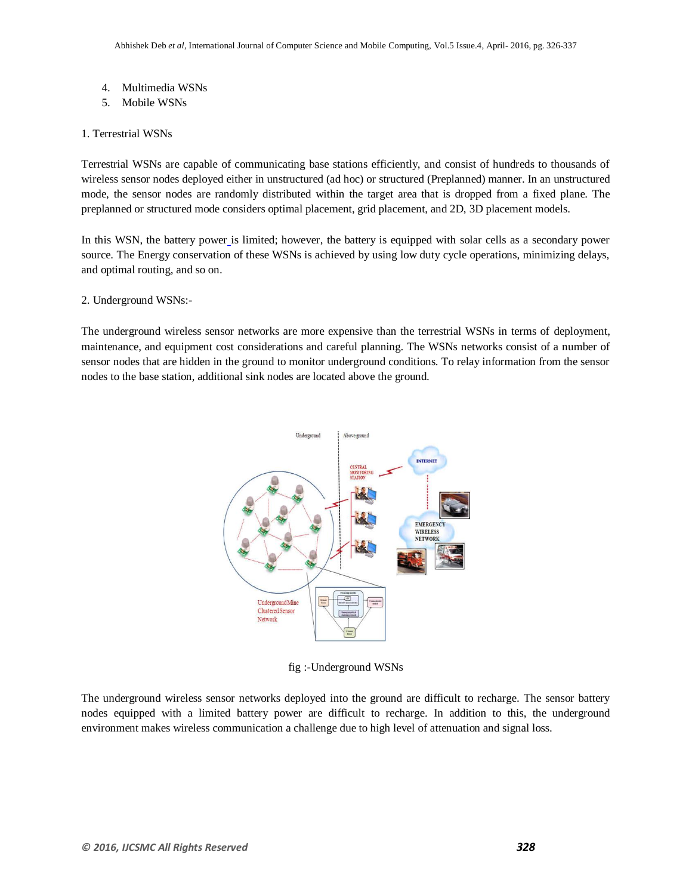4. Multimedia WSNs
5. Mobile WSNs

1. Terrestrial WSNs

Terrestrial WSNs are capable of communicating base stations efficiently, and consist of hundreds to thousands of wireless sensor nodes deployed either in unstructured (ad hoc) or structured (Preplanned) manner. In an unstructured mode, the sensor nodes are randomly distributed within the target area that is dropped from a fixed plane. The preplanned or structured mode considers optimal placement, grid placement, and 2D, 3D placement models.

In this WSN, the battery power is limited; however, the battery is equipped with solar cells as a secondary power source. The Energy conservation of these WSNs is achieved by using low duty cycle operations, minimizing delays, and optimal routing, and so on.

2. Underground WSNs:-

The underground wireless sensor networks are more expensive than the terrestrial WSNs in terms of deployment, maintenance, and equipment cost considerations and careful planning. The WSNs networks consist of a number of sensor nodes that are hidden in the ground to monitor underground conditions. To relay information from the sensor nodes to the base station, additional sink nodes are located above the ground.

fig :-Underground WSNs

The underground wireless sensor networks deployed into the ground are difficult to recharge. The sensor battery nodes equipped with a limited battery power are difficult to recharge. In addition to this, the underground environment makes wireless communication a challenge due to high level of attenuation and signal loss.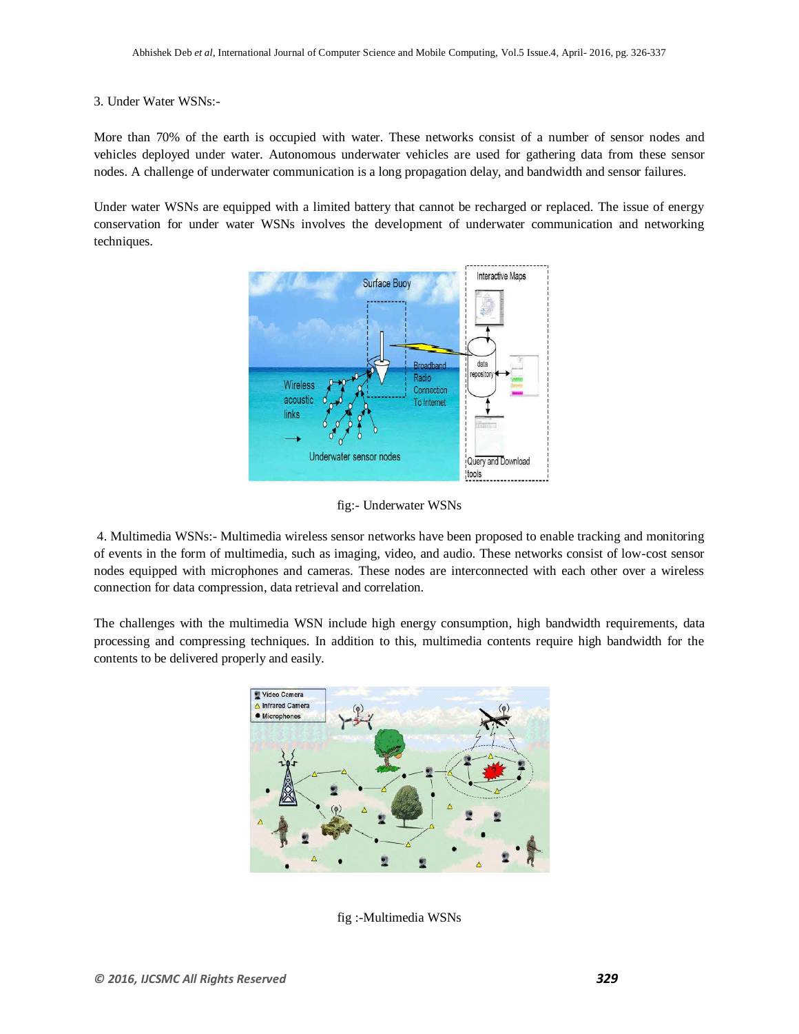3. Under Water WSNs:-

More than 70% of the earth is occupied with water. These networks consist of a number of sensor nodes and vehicles deployed under water. Autonomous underwater vehicles are used for gathering data from these sensor nodes. A challenge of underwater communication is a long propagation delay, and bandwidth and sensor failures.

Under water WSNs are equipped with a limited battery that cannot be recharged or replaced. The issue of energy conservation for under water WSNs involves the development of underwater communication and networking techniques.

fig:- Underwater WSNs

4. Multimedia WSNs:- Multimedia wireless sensor networks have been proposed to enable tracking and monitoring of events in the form of multimedia, such as imaging, video, and audio. These networks consist of low-cost sensor nodes equipped with microphones and cameras. These nodes are interconnected with each other over a wireless connection for data compression, data retrieval and correlation.

The challenges with the multimedia WSN include high energy consumption, high bandwidth requirements, data processing and compressing techniques. In addition to this, multimedia contents require high bandwidth for the contents to be delivered properly and easily.

fig :-Multimedia WSNs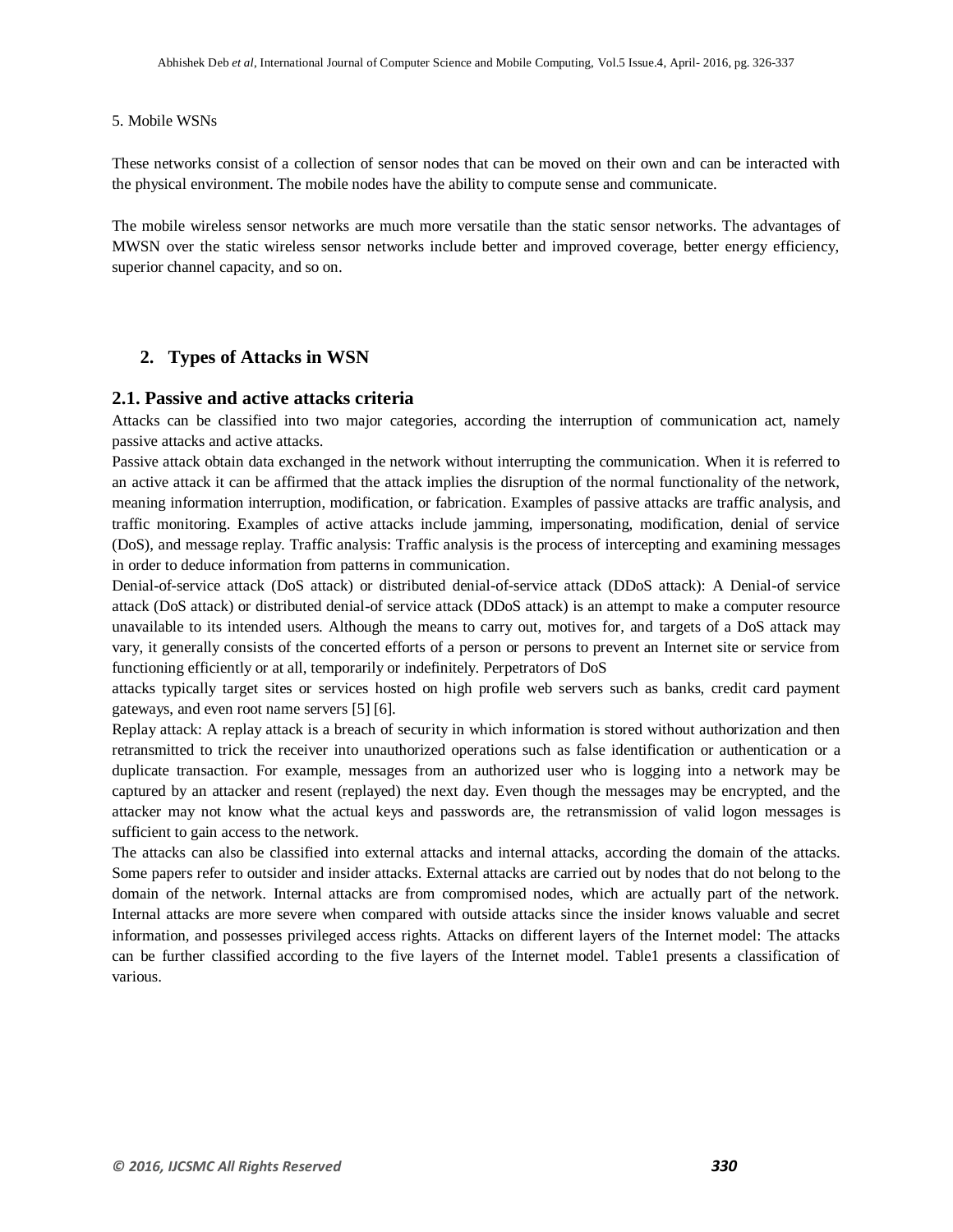5. Mobile WSNs

These networks consist of a collection of sensor nodes that can be moved on their own and can be interacted with the physical environment. The mobile nodes have the ability to compute sense and communicate.

The mobile wireless sensor networks are much more versatile than the static sensor networks. The advantages of MWSN over the static wireless sensor networks include better and improved coverage, better energy efficiency, superior channel capacity, and so on.

## 2. Types of Attacks in WSN

### 2.1. Passive and active attacks criteria

Attacks can be classified into two major categories, according the interruption of communication act, namely passive attacks and active attacks.

Passive attack obtain data exchanged in the network without interrupting the communication. When it is referred to an active attack it can be affirmed that the attack implies the disruption of the normal functionality of the network, meaning information interruption, modification, or fabrication. Examples of passive attacks are traffic analysis, and traffic monitoring. Examples of active attacks include jamming, impersonating, modification, denial of service (DoS), and message replay. Traffic analysis: Traffic analysis is the process of intercepting and examining messages in order to deduce information from patterns in communication.

Denial-of-service attack (DoS attack) or distributed denial-of-service attack (DDoS attack): A Denial-of service attack (DoS attack) or distributed denial-of service attack (DDoS attack) is an attempt to make a computer resource unavailable to its intended users. Although the means to carry out, motives for, and targets of a DoS attack may vary, it generally consists of the concerted efforts of a person or persons to prevent an Internet site or service from functioning efficiently or at all, temporarily or indefinitely. Perpetrators of DoS attacks typically target sites or services hosted on high profile web servers such as banks, credit card payment gateways, and even root name servers [5] [6].

Replay attack: A replay attack is a breach of security in which information is stored without authorization and then retransmitted to trick the receiver into unauthorized operations such as false identification or authentication or a duplicate transaction. For example, messages from an authorized user who is logging into a network may be captured by an attacker and resent (replayed) the next day. Even though the messages may be encrypted, and the attacker may not know what the actual keys and passwords are, the retransmission of valid logon messages is sufficient to gain access to the network.

The attacks can also be classified into external attacks and internal attacks, according the domain of the attacks. Some papers refer to outsider and insider attacks. External attacks are carried out by nodes that do not belong to the domain of the network. Internal attacks are from compromised nodes, which are actually part of the network. Internal attacks are more severe when compared with outside attacks since the insider knows valuable and secret information, and possesses privileged access rights. Attacks on different layers of the Internet model: The attacks can be further classified according to the five layers of the Internet model. Table1 presents a classification of various.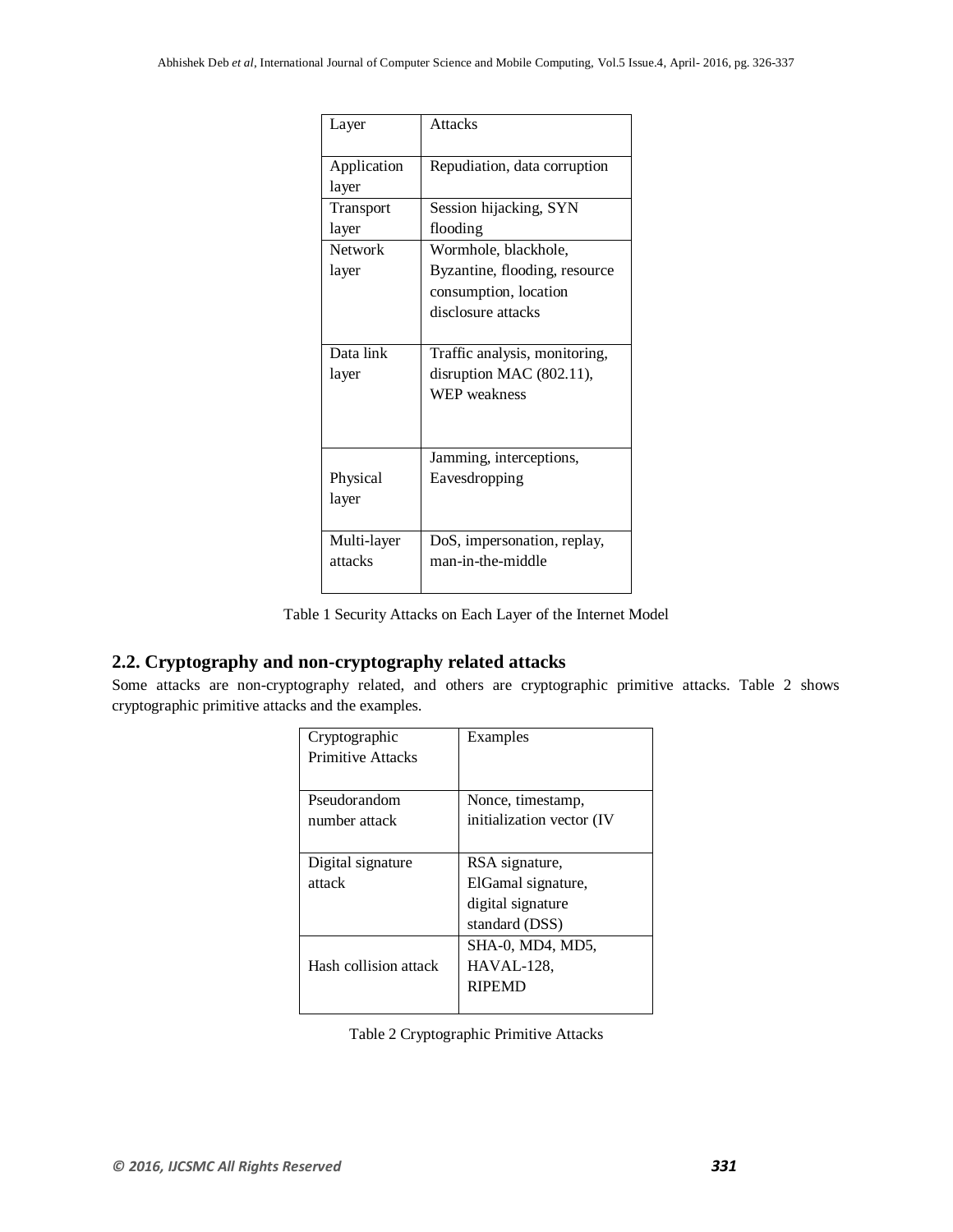| Layer | Attacks |
|---|---|
| Application layer | Repudiation, data corruption |
| Transport layer | Session hijacking, SYN flooding |
| Network layer | Wormhole, blackhole, Byzantine, flooding, resource consumption, location disclosure attacks |
| Data link layer | Traffic analysis, monitoring, disruption MAC (802.11), WEP weakness |
| Physical layer | Jamming, interceptions, Eavesdropping |
| Multi-layer attacks | DoS, impersonation, replay, man-in-the-middle |

Table 1 Security Attacks on Each Layer of the Internet Model

## 2.2. Cryptography and non-cryptography related attacks

Some attacks are non-cryptography related, and others are cryptographic primitive attacks. Table 2 shows cryptographic primitive attacks and the examples.

| Cryptographic Primitive Attacks | Examples |
|---|---|
| Pseudorandom number attack | Nonce, timestamp, initialization vector (IV |
| Digital signature attack | RSA signature, ElGamal signature, digital signature standard (DSS) |
| Hash collision attack | SHA-0, MD4, MD5, HAVAL-128, RIPEMD |

Table 2 Cryptographic Primitive Attacks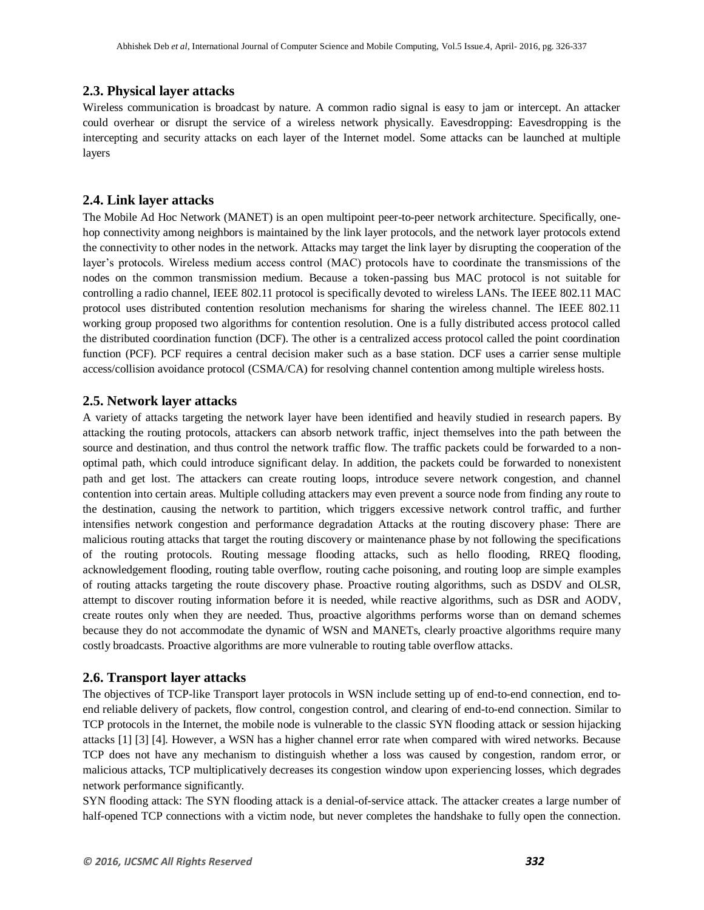## 2.3. Physical layer attacks

Wireless communication is broadcast by nature. A common radio signal is easy to jam or intercept. An attacker could overhear or disrupt the service of a wireless network physically. Eavesdropping: Eavesdropping is the intercepting and security attacks on each layer of the Internet model. Some attacks can be launched at multiple layers

## 2.4. Link layer attacks

The Mobile Ad Hoc Network (MANET) is an open multipoint peer-to-peer network architecture. Specifically, one-hop connectivity among neighbors is maintained by the link layer protocols, and the network layer protocols extend the connectivity to other nodes in the network. Attacks may target the link layer by disrupting the cooperation of the layer's protocols. Wireless medium access control (MAC) protocols have to coordinate the transmissions of the nodes on the common transmission medium. Because a token-passing bus MAC protocol is not suitable for controlling a radio channel, IEEE 802.11 protocol is specifically devoted to wireless LANs. The IEEE 802.11 MAC protocol uses distributed contention resolution mechanisms for sharing the wireless channel. The IEEE 802.11 working group proposed two algorithms for contention resolution. One is a fully distributed access protocol called the distributed coordination function (DCF). The other is a centralized access protocol called the point coordination function (PCF). PCF requires a central decision maker such as a base station. DCF uses a carrier sense multiple access/collision avoidance protocol (CSMA/CA) for resolving channel contention among multiple wireless hosts.

## 2.5. Network layer attacks

A variety of attacks targeting the network layer have been identified and heavily studied in research papers. By attacking the routing protocols, attackers can absorb network traffic, inject themselves into the path between the source and destination, and thus control the network traffic flow. The traffic packets could be forwarded to a non-optimal path, which could introduce significant delay. In addition, the packets could be forwarded to nonexistent path and get lost. The attackers can create routing loops, introduce severe network congestion, and channel contention into certain areas. Multiple colluding attackers may even prevent a source node from finding any route to the destination, causing the network to partition, which triggers excessive network control traffic, and further intensifies network congestion and performance degradation Attacks at the routing discovery phase: There are malicious routing attacks that target the routing discovery or maintenance phase by not following the specifications of the routing protocols. Routing message flooding attacks, such as hello flooding, RREQ flooding, acknowledgement flooding, routing table overflow, routing cache poisoning, and routing loop are simple examples of routing attacks targeting the route discovery phase. Proactive routing algorithms, such as DSDV and OLSR, attempt to discover routing information before it is needed, while reactive algorithms, such as DSR and AODV, create routes only when they are needed. Thus, proactive algorithms performs worse than on demand schemes because they do not accommodate the dynamic of WSN and MANETs, clearly proactive algorithms require many costly broadcasts. Proactive algorithms are more vulnerable to routing table overflow attacks.

## 2.6. Transport layer attacks

The objectives of TCP-like Transport layer protocols in WSN include setting up of end-to-end connection, end to-end reliable delivery of packets, flow control, congestion control, and clearing of end-to-end connection. Similar to TCP protocols in the Internet, the mobile node is vulnerable to the classic SYN flooding attack or session hijacking attacks [1] [3] [4]. However, a WSN has a higher channel error rate when compared with wired networks. Because TCP does not have any mechanism to distinguish whether a loss was caused by congestion, random error, or malicious attacks, TCP multiplicatively decreases its congestion window upon experiencing losses, which degrades network performance significantly.

SYN flooding attack: The SYN flooding attack is a denial-of-service attack. The attacker creates a large number of half-opened TCP connections with a victim node, but never completes the handshake to fully open the connection.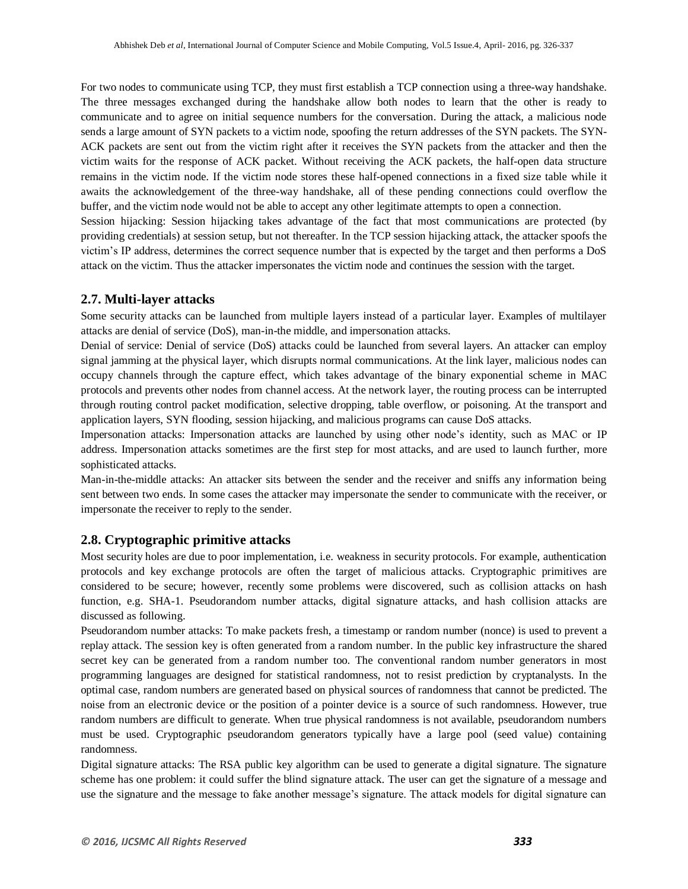For two nodes to communicate using TCP, they must first establish a TCP connection using a three-way handshake. The three messages exchanged during the handshake allow both nodes to learn that the other is ready to communicate and to agree on initial sequence numbers for the conversation. During the attack, a malicious node sends a large amount of SYN packets to a victim node, spoofing the return addresses of the SYN packets. The SYN-ACK packets are sent out from the victim right after it receives the SYN packets from the attacker and then the victim waits for the response of ACK packet. Without receiving the ACK packets, the half-open data structure remains in the victim node. If the victim node stores these half-opened connections in a fixed size table while it awaits the acknowledgement of the three-way handshake, all of these pending connections could overflow the buffer, and the victim node would not be able to accept any other legitimate attempts to open a connection.

Session hijacking: Session hijacking takes advantage of the fact that most communications are protected (by providing credentials) at session setup, but not thereafter. In the TCP session hijacking attack, the attacker spoofs the victim's IP address, determines the correct sequence number that is expected by the target and then performs a DoS attack on the victim. Thus the attacker impersonates the victim node and continues the session with the target.

## 2.7. Multi-layer attacks

Some security attacks can be launched from multiple layers instead of a particular layer. Examples of multilayer attacks are denial of service (DoS), man-in-the middle, and impersonation attacks.

Denial of service: Denial of service (DoS) attacks could be launched from several layers. An attacker can employ signal jamming at the physical layer, which disrupts normal communications. At the link layer, malicious nodes can occupy channels through the capture effect, which takes advantage of the binary exponential scheme in MAC protocols and prevents other nodes from channel access. At the network layer, the routing process can be interrupted through routing control packet modification, selective dropping, table overflow, or poisoning. At the transport and application layers, SYN flooding, session hijacking, and malicious programs can cause DoS attacks.

Impersonation attacks: Impersonation attacks are launched by using other node's identity, such as MAC or IP address. Impersonation attacks sometimes are the first step for most attacks, and are used to launch further, more sophisticated attacks.

Man-in-the-middle attacks: An attacker sits between the sender and the receiver and sniffs any information being sent between two ends. In some cases the attacker may impersonate the sender to communicate with the receiver, or impersonate the receiver to reply to the sender.

## 2.8. Cryptographic primitive attacks

Most security holes are due to poor implementation, i.e. weakness in security protocols. For example, authentication protocols and key exchange protocols are often the target of malicious attacks. Cryptographic primitives are considered to be secure; however, recently some problems were discovered, such as collision attacks on hash function, e.g. SHA-1. Pseudorandom number attacks, digital signature attacks, and hash collision attacks are discussed as following.

Pseudorandom number attacks: To make packets fresh, a timestamp or random number (nonce) is used to prevent a replay attack. The session key is often generated from a random number. In the public key infrastructure the shared secret key can be generated from a random number too. The conventional random number generators in most programming languages are designed for statistical randomness, not to resist prediction by cryptanalysts. In the optimal case, random numbers are generated based on physical sources of randomness that cannot be predicted. The noise from an electronic device or the position of a pointer device is a source of such randomness. However, true random numbers are difficult to generate. When true physical randomness is not available, pseudorandom numbers must be used. Cryptographic pseudorandom generators typically have a large pool (seed value) containing randomness.

Digital signature attacks: The RSA public key algorithm can be used to generate a digital signature. The signature scheme has one problem: it could suffer the blind signature attack. The user can get the signature of a message and use the signature and the message to fake another message's signature. The attack models for digital signature can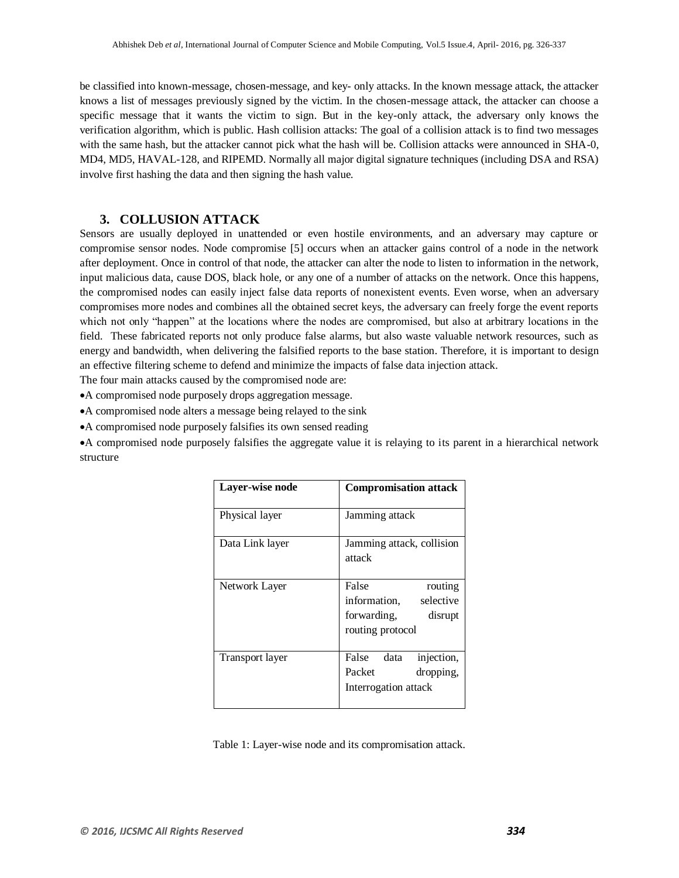be classified into known-message, chosen-message, and key- only attacks. In the known message attack, the attacker knows a list of messages previously signed by the victim. In the chosen-message attack, the attacker can choose a specific message that it wants the victim to sign. But in the key-only attack, the adversary only knows the verification algorithm, which is public. Hash collision attacks: The goal of a collision attack is to find two messages with the same hash, but the attacker cannot pick what the hash will be. Collision attacks were announced in SHA-0, MD4, MD5, HAVAL-128, and RIPEMD. Normally all major digital signature techniques (including DSA and RSA) involve first hashing the data and then signing the hash value.

## 3. COLLUSION ATTACK

Sensors are usually deployed in unattended or even hostile environments, and an adversary may capture or compromise sensor nodes. Node compromise [5] occurs when an attacker gains control of a node in the network after deployment. Once in control of that node, the attacker can alter the node to listen to information in the network, input malicious data, cause DOS, black hole, or any one of a number of attacks on the network. Once this happens, the compromised nodes can easily inject false data reports of nonexistent events. Even worse, when an adversary compromises more nodes and combines all the obtained secret keys, the adversary can freely forge the event reports which not only "happen" at the locations where the nodes are compromised, but also at arbitrary locations in the field. These fabricated reports not only produce false alarms, but also waste valuable network resources, such as energy and bandwidth, when delivering the falsified reports to the base station. Therefore, it is important to design an effective filtering scheme to defend and minimize the impacts of false data injection attack.

The four main attacks caused by the compromised node are:

- A compromised node purposely drops aggregation message.
- A compromised node alters a message being relayed to the sink
- A compromised node purposely falsifies its own sensed reading
- A compromised node purposely falsifies the aggregate value it is relaying to its parent in a hierarchical network structure

| Layer-wise node | Compromisation attack |
|---|---|
| Physical layer | Jamming attack |
| Data Link layer | Jamming attack, collision attack |
| Network Layer | False routing information, selective forwarding, disrupt routing protocol |
| Transport layer | False data injection, Packet dropping, Interrogation attack |

Table 1: Layer-wise node and its compromisation attack.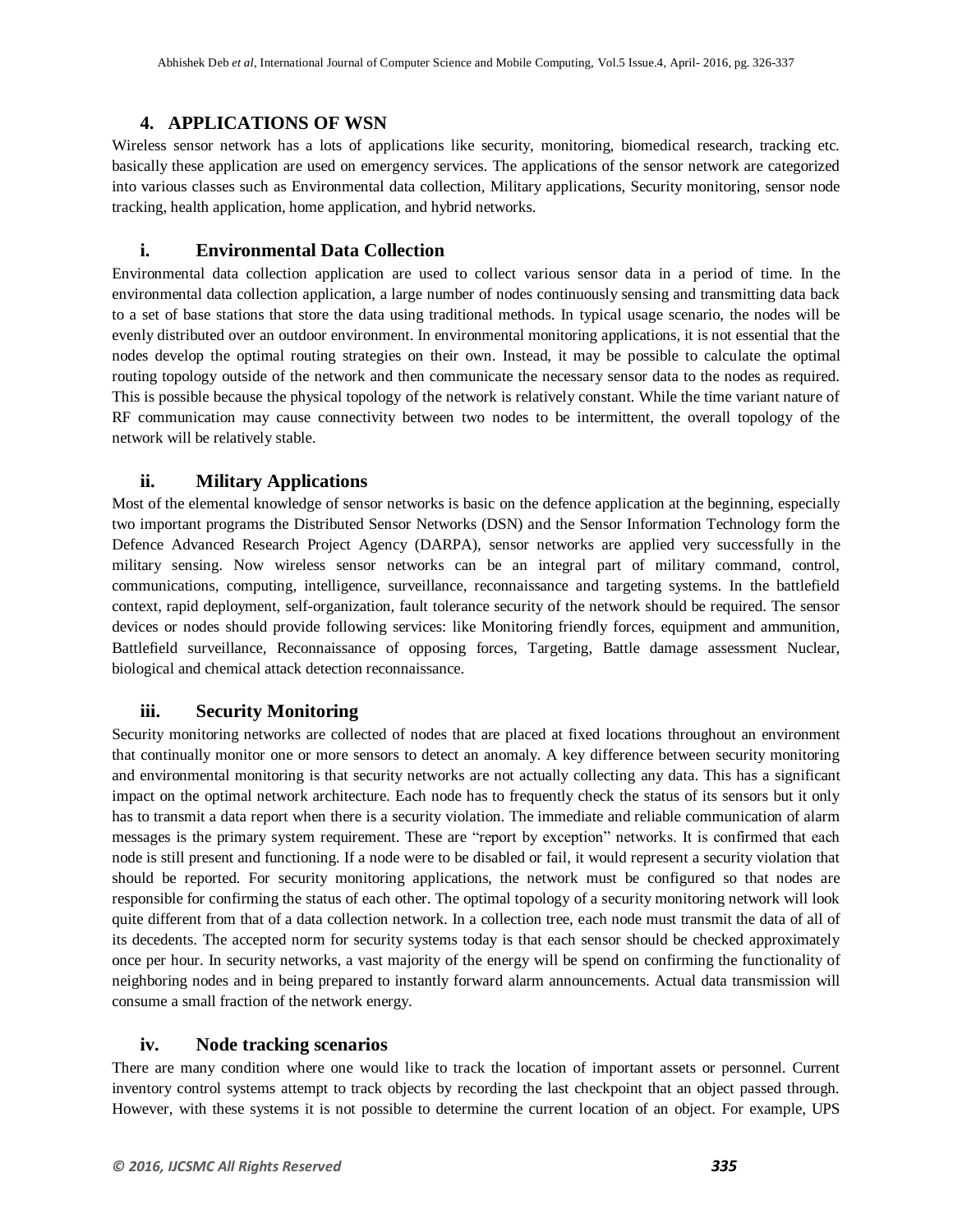## 4. APPLICATIONS OF WSN

Wireless sensor network has a lots of applications like security, monitoring, biomedical research, tracking etc. basically these application are used on emergency services. The applications of the sensor network are categorized into various classes such as Environmental data collection, Military applications, Security monitoring, sensor node tracking, health application, home application, and hybrid networks.

### i. Environmental Data Collection

Environmental data collection application are used to collect various sensor data in a period of time. In the environmental data collection application, a large number of nodes continuously sensing and transmitting data back to a set of base stations that store the data using traditional methods. In typical usage scenario, the nodes will be evenly distributed over an outdoor environment. In environmental monitoring applications, it is not essential that the nodes develop the optimal routing strategies on their own. Instead, it may be possible to calculate the optimal routing topology outside of the network and then communicate the necessary sensor data to the nodes as required. This is possible because the physical topology of the network is relatively constant. While the time variant nature of RF communication may cause connectivity between two nodes to be intermittent, the overall topology of the network will be relatively stable.

### ii. Military Applications

Most of the elemental knowledge of sensor networks is basic on the defence application at the beginning, especially two important programs the Distributed Sensor Networks (DSN) and the Sensor Information Technology form the Defence Advanced Research Project Agency (DARPA), sensor networks are applied very successfully in the military sensing. Now wireless sensor networks can be an integral part of military command, control, communications, computing, intelligence, surveillance, reconnaissance and targeting systems. In the battlefield context, rapid deployment, self-organization, fault tolerance security of the network should be required. The sensor devices or nodes should provide following services: like Monitoring friendly forces, equipment and ammunition, Battlefield surveillance, Reconnaissance of opposing forces, Targeting, Battle damage assessment Nuclear, biological and chemical attack detection reconnaissance.

### iii. Security Monitoring

Security monitoring networks are collected of nodes that are placed at fixed locations throughout an environment that continually monitor one or more sensors to detect an anomaly. A key difference between security monitoring and environmental monitoring is that security networks are not actually collecting any data. This has a significant impact on the optimal network architecture. Each node has to frequently check the status of its sensors but it only has to transmit a data report when there is a security violation. The immediate and reliable communication of alarm messages is the primary system requirement. These are "report by exception" networks. It is confirmed that each node is still present and functioning. If a node were to be disabled or fail, it would represent a security violation that should be reported. For security monitoring applications, the network must be configured so that nodes are responsible for confirming the status of each other. The optimal topology of a security monitoring network will look quite different from that of a data collection network. In a collection tree, each node must transmit the data of all of its decedents. The accepted norm for security systems today is that each sensor should be checked approximately once per hour. In security networks, a vast majority of the energy will be spend on confirming the functionality of neighboring nodes and in being prepared to instantly forward alarm announcements. Actual data transmission will consume a small fraction of the network energy.

### iv. Node tracking scenarios

There are many condition where one would like to track the location of important assets or personnel. Current inventory control systems attempt to track objects by recording the last checkpoint that an object passed through. However, with these systems it is not possible to determine the current location of an object. For example, UPS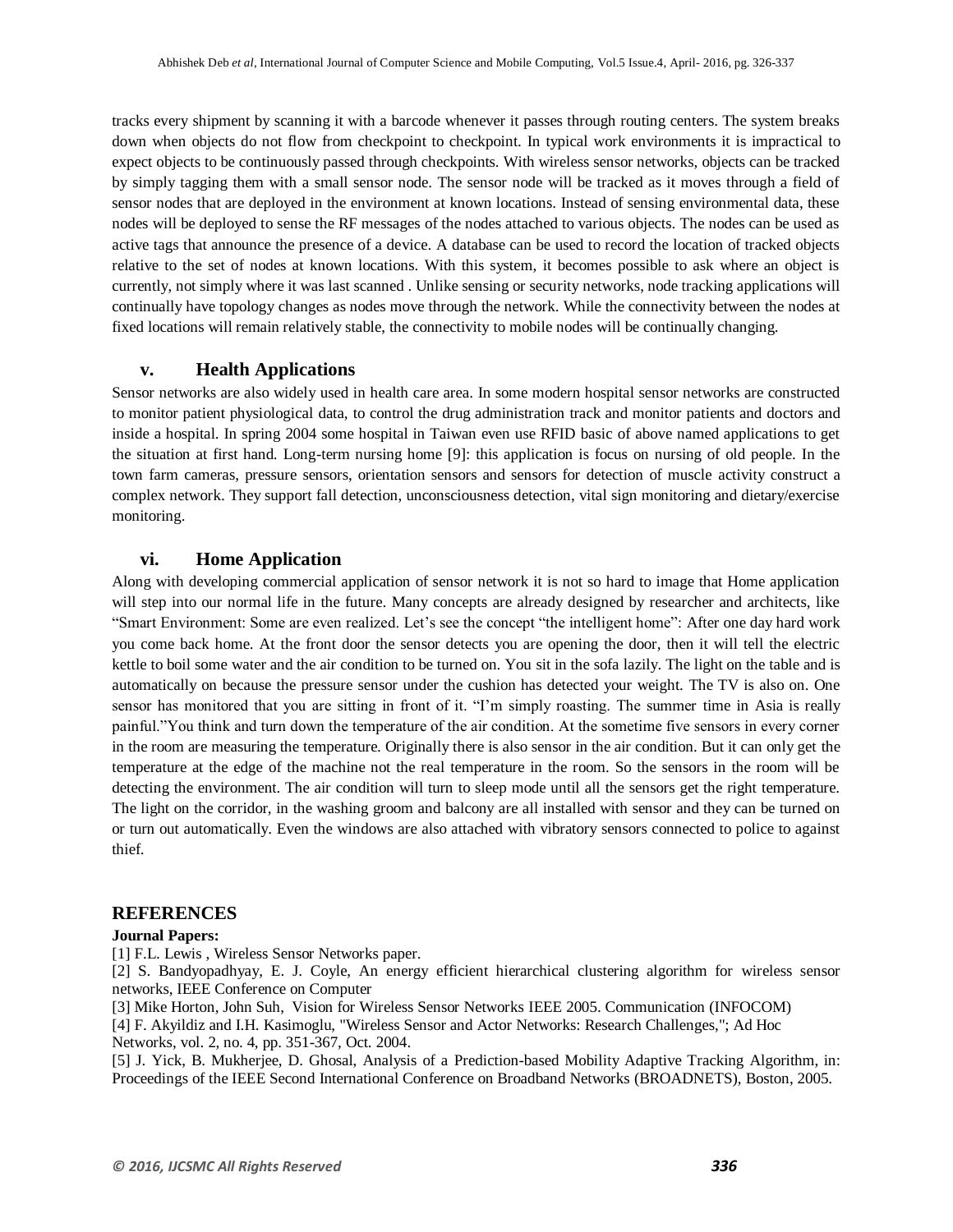tracks every shipment by scanning it with a barcode whenever it passes through routing centers. The system breaks down when objects do not flow from checkpoint to checkpoint. In typical work environments it is impractical to expect objects to be continuously passed through checkpoints. With wireless sensor networks, objects can be tracked by simply tagging them with a small sensor node. The sensor node will be tracked as it moves through a field of sensor nodes that are deployed in the environment at known locations. Instead of sensing environmental data, these nodes will be deployed to sense the RF messages of the nodes attached to various objects. The nodes can be used as active tags that announce the presence of a device. A database can be used to record the location of tracked objects relative to the set of nodes at known locations. With this system, it becomes possible to ask where an object is currently, not simply where it was last scanned . Unlike sensing or security networks, node tracking applications will continually have topology changes as nodes move through the network. While the connectivity between the nodes at fixed locations will remain relatively stable, the connectivity to mobile nodes will be continually changing.

### v. Health Applications

Sensor networks are also widely used in health care area. In some modern hospital sensor networks are constructed to monitor patient physiological data, to control the drug administration track and monitor patients and doctors and inside a hospital. In spring 2004 some hospital in Taiwan even use RFID basic of above named applications to get the situation at first hand. Long-term nursing home [9]: this application is focus on nursing of old people. In the town farm cameras, pressure sensors, orientation sensors and sensors for detection of muscle activity construct a complex network. They support fall detection, unconsciousness detection, vital sign monitoring and dietary/exercise monitoring.

### vi. Home Application

Along with developing commercial application of sensor network it is not so hard to image that Home application will step into our normal life in the future. Many concepts are already designed by researcher and architects, like "Smart Environment: Some are even realized. Let's see the concept "the intelligent home": After one day hard work you come back home. At the front door the sensor detects you are opening the door, then it will tell the electric kettle to boil some water and the air condition to be turned on. You sit in the sofa lazily. The light on the table and is automatically on because the pressure sensor under the cushion has detected your weight. The TV is also on. One sensor has monitored that you are sitting in front of it. "I'm simply roasting. The summer time in Asia is really painful."You think and turn down the temperature of the air condition. At the sometime five sensors in every corner in the room are measuring the temperature. Originally there is also sensor in the air condition. But it can only get the temperature at the edge of the machine not the real temperature in the room. So the sensors in the room will be detecting the environment. The air condition will turn to sleep mode until all the sensors get the right temperature. The light on the corridor, in the washing groom and balcony are all installed with sensor and they can be turned on or turn out automatically. Even the windows are also attached with vibratory sensors connected to police to against thief.

## REFERENCES

**Journal Papers:**

[1] F.L. Lewis , Wireless Sensor Networks paper.

[2] S. Bandyopadhyay, E. J. Coyle, An energy efficient hierarchical clustering algorithm for wireless sensor networks, IEEE Conference on Computer

[3] Mike Horton, John Suh, Vision for Wireless Sensor Networks IEEE 2005. Communication (INFOCOM)

[4] F. Akyildiz and I.H. Kasimoglu, "Wireless Sensor and Actor Networks: Research Challenges,"; Ad Hoc Networks, vol. 2, no. 4, pp. 351-367, Oct. 2004.

[5] J. Yick, B. Mukherjee, D. Ghosal, Analysis of a Prediction-based Mobility Adaptive Tracking Algorithm, in: Proceedings of the IEEE Second International Conference on Broadband Networks (BROADNETS), Boston, 2005.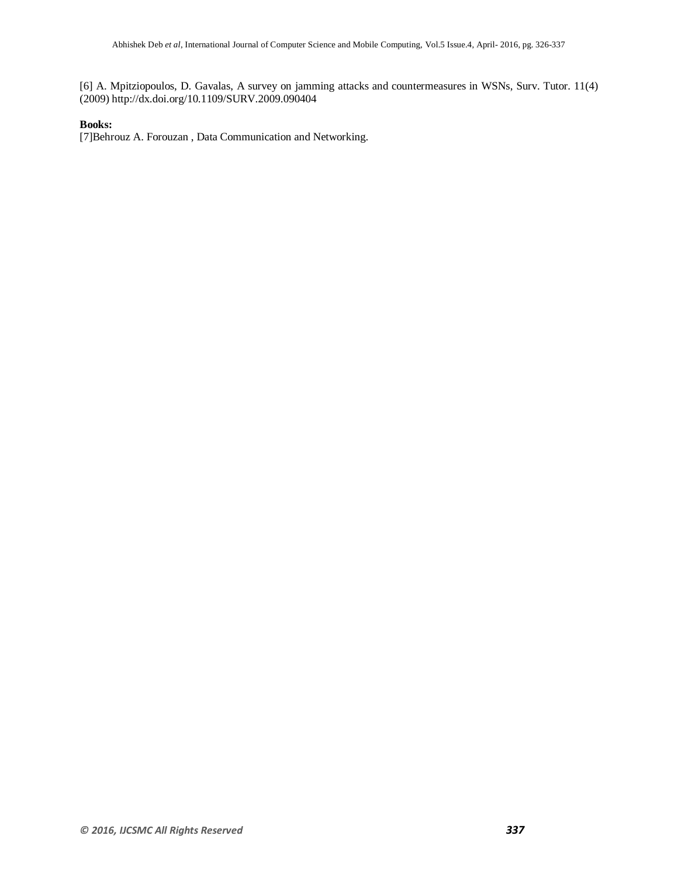[6] A. Mpitziopoulos, D. Gavalas, A survey on jamming attacks and countermeasures in WSNs, Surv. Tutor. 11(4) (2009) http://dx.doi.org/10.1109/SURV.2009.090404

**Books:**

[7]Behrouz A. Forouzan , Data Communication and Networking.